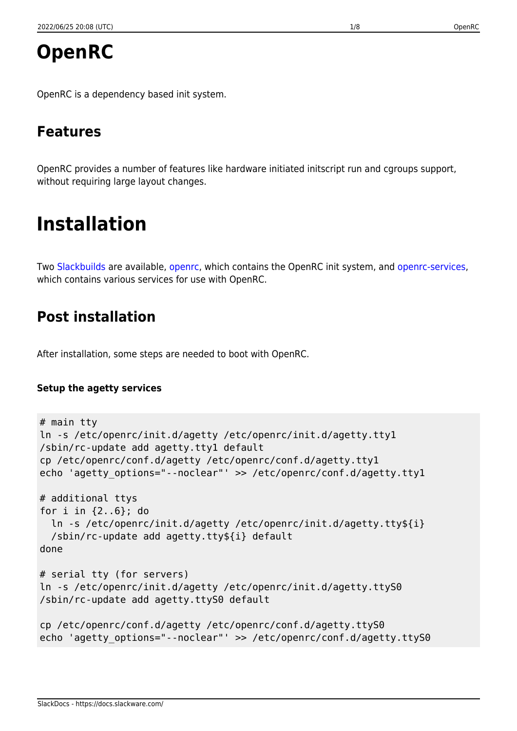# OpenRC

OpenRC is a dependency based init system.

## Features

OpenRC provides a number of features like hardware initiated initscript run and cgroups support, without requiring large layout changes.

# Installation

Two Slackbuilds are available, openrc, which contains the OpenRC init system, and openrc-services, which contains various services for use with OpenRC.

## Post installation

After installation, some steps are needed to boot with OpenRC.

#### Setup the agetty services

```
# main tty
ln -s /etc/openrc/init.d/agetty /etc/openrc/init.d/agetty.tty1
/sbin/rc-update add agetty.tty1 default
cp /etc/openrc/conf.d/agetty /etc/openrc/conf.d/agetty.tty1
echo 'agetty_options="--noclear"' >> /etc/openrc/conf.d/agetty.tty1

# additional ttys
for i in {2..6}; do
  ln -s /etc/openrc/init.d/agetty /etc/openrc/init.d/agetty.tty${i}
  /sbin/rc-update add agetty.tty${i} default
done

# serial tty (for servers)
ln -s /etc/openrc/init.d/agetty /etc/openrc/init.d/agetty.ttyS0
/sbin/rc-update add agetty.ttyS0 default

cp /etc/openrc/conf.d/agetty /etc/openrc/conf.d/agetty.ttyS0
echo 'agetty_options="--noclear"' >> /etc/openrc/conf.d/agetty.ttyS0
```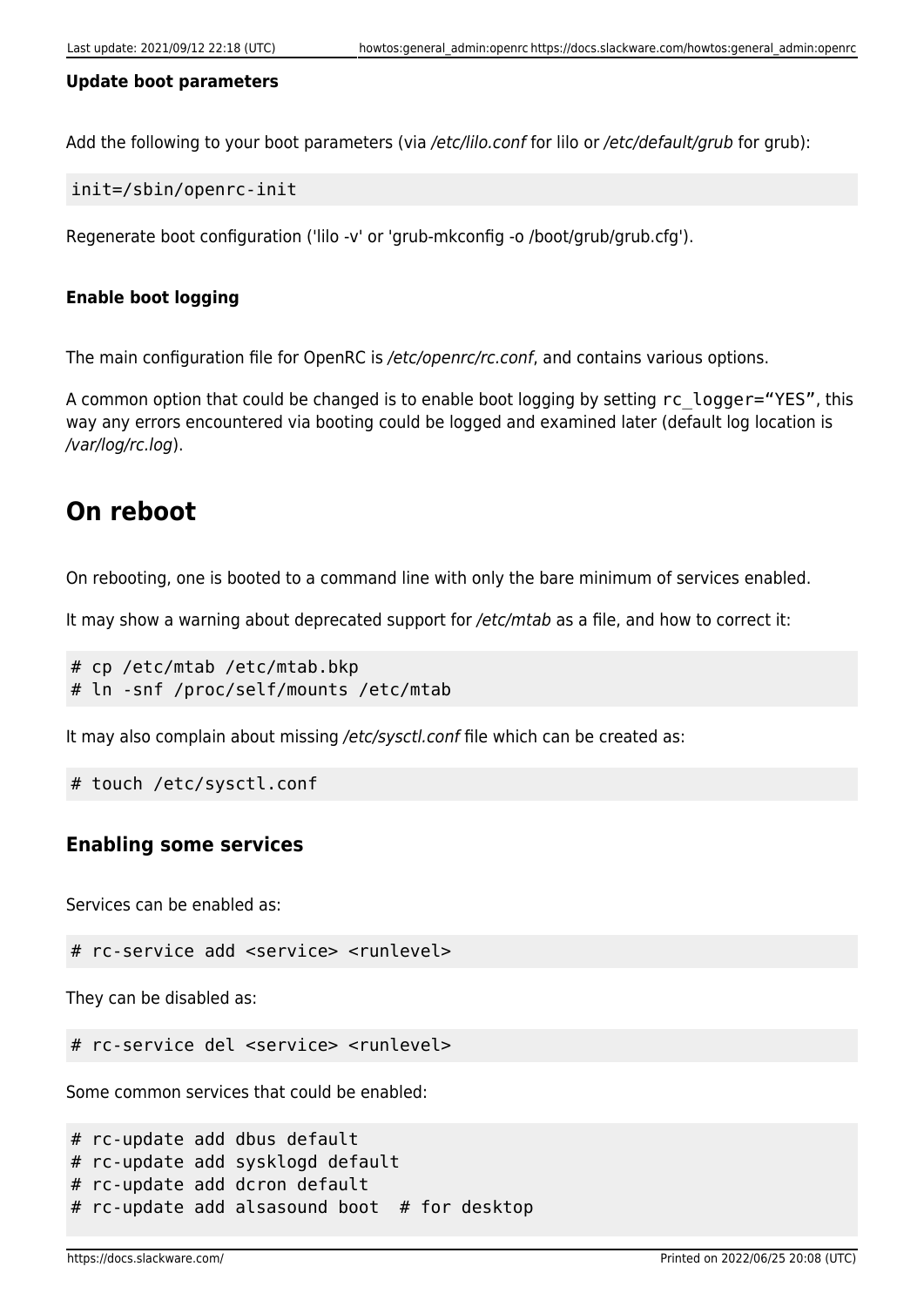#### Update boot parameters

Add the following to your boot parameters (via */etc/lilo.conf* for lilo or */etc/default/grub* for grub):

```
init=/sbin/openrc-init
```

Regenerate boot configuration ('lilo -v' or 'grub-mkconfig -o /boot/grub/grub.cfg').

#### Enable boot logging

The main configuration file for OpenRC is */etc/openrc/rc.conf*, and contains various options.

A common option that could be changed is to enable boot logging by setting `rc_logger="YES"`, this way any errors encountered via booting could be logged and examined later (default log location is */var/log/rc.log*).

# On reboot

On rebooting, one is booted to a command line with only the bare minimum of services enabled.

It may show a warning about deprecated support for */etc/mtab* as a file, and how to correct it:

```
# cp /etc/mtab /etc/mtab.bkp
# ln -snf /proc/self/mounts /etc/mtab
```

It may also complain about missing */etc/sysctl.conf* file which can be created as:

```
# touch /etc/sysctl.conf
```

## Enabling some services

Services can be enabled as:

```
# rc-service add <service> <runlevel>
```

They can be disabled as:

```
# rc-service del <service> <runlevel>
```

Some common services that could be enabled:

```
# rc-update add dbus default
# rc-update add sysklogd default
# rc-update add dcron default
# rc-update add alsasound boot  # for desktop
```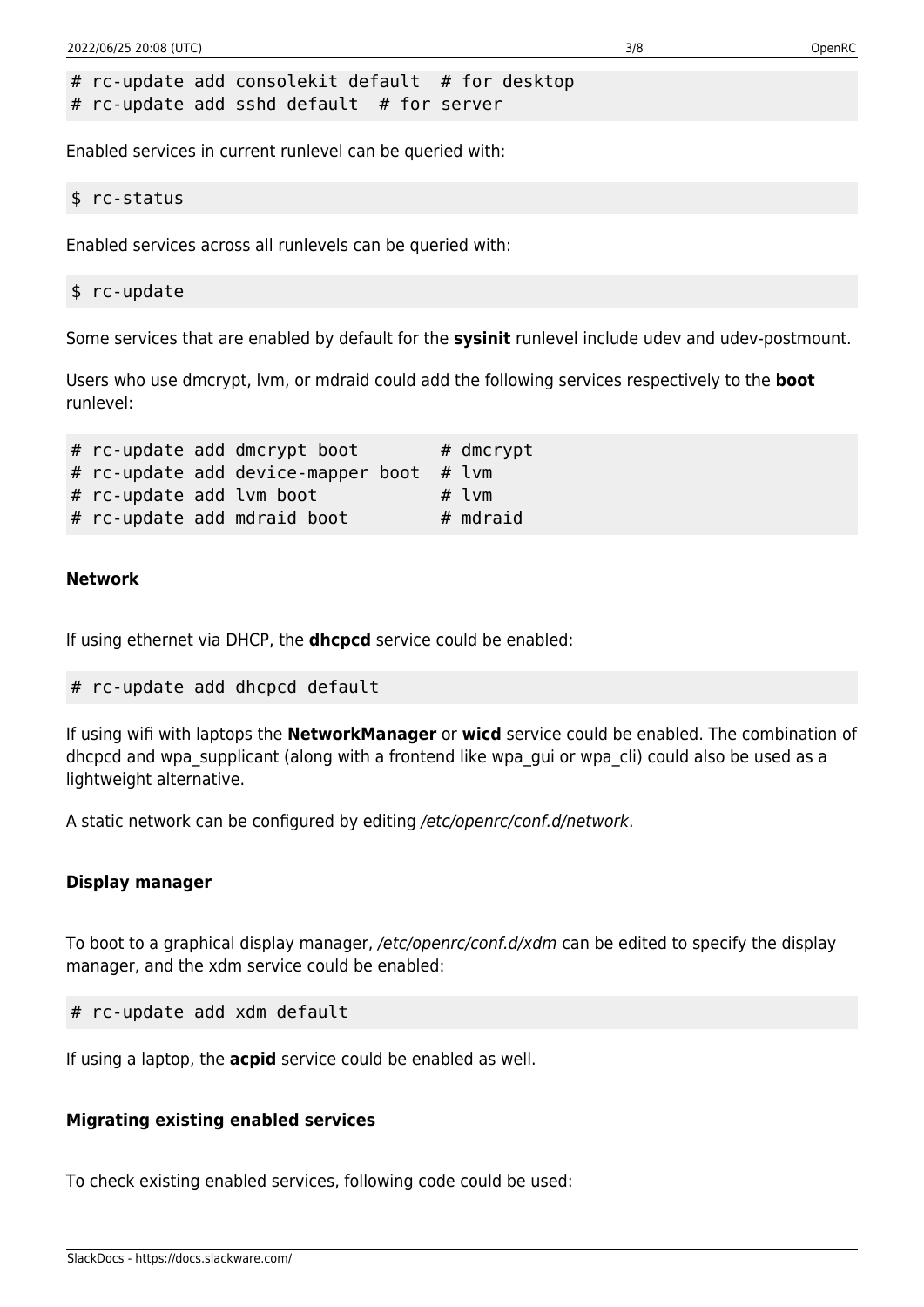```
# rc-update add consolekit default  # for desktop
# rc-update add sshd default  # for server
```

Enabled services in current runlevel can be queried with:

```
$ rc-status
```

Enabled services across all runlevels can be queried with:

```
$ rc-update
```

Some services that are enabled by default for the **sysinit** runlevel include udev and udev-postmount.

Users who use dmcrypt, lvm, or mdraid could add the following services respectively to the **boot** runlevel:

```
# rc-update add dmcrypt boot        # dmcrypt
# rc-update add device-mapper boot  # lvm
# rc-update add lvm boot            # lvm
# rc-update add mdraid boot         # mdraid
```

#### Network

If using ethernet via DHCP, the **dhcpcd** service could be enabled:

```
# rc-update add dhcpcd default
```

If using wifi with laptops the **NetworkManager** or **wicd** service could be enabled. The combination of dhcpcd and wpa_supplicant (along with a frontend like wpa_gui or wpa_cli) could also be used as a lightweight alternative.

A static network can be configured by editing */etc/openrc/conf.d/network*.

#### Display manager

To boot to a graphical display manager, */etc/openrc/conf.d/xdm* can be edited to specify the display manager, and the xdm service could be enabled:

```
# rc-update add xdm default
```

If using a laptop, the **acpid** service could be enabled as well.

#### Migrating existing enabled services

To check existing enabled services, following code could be used: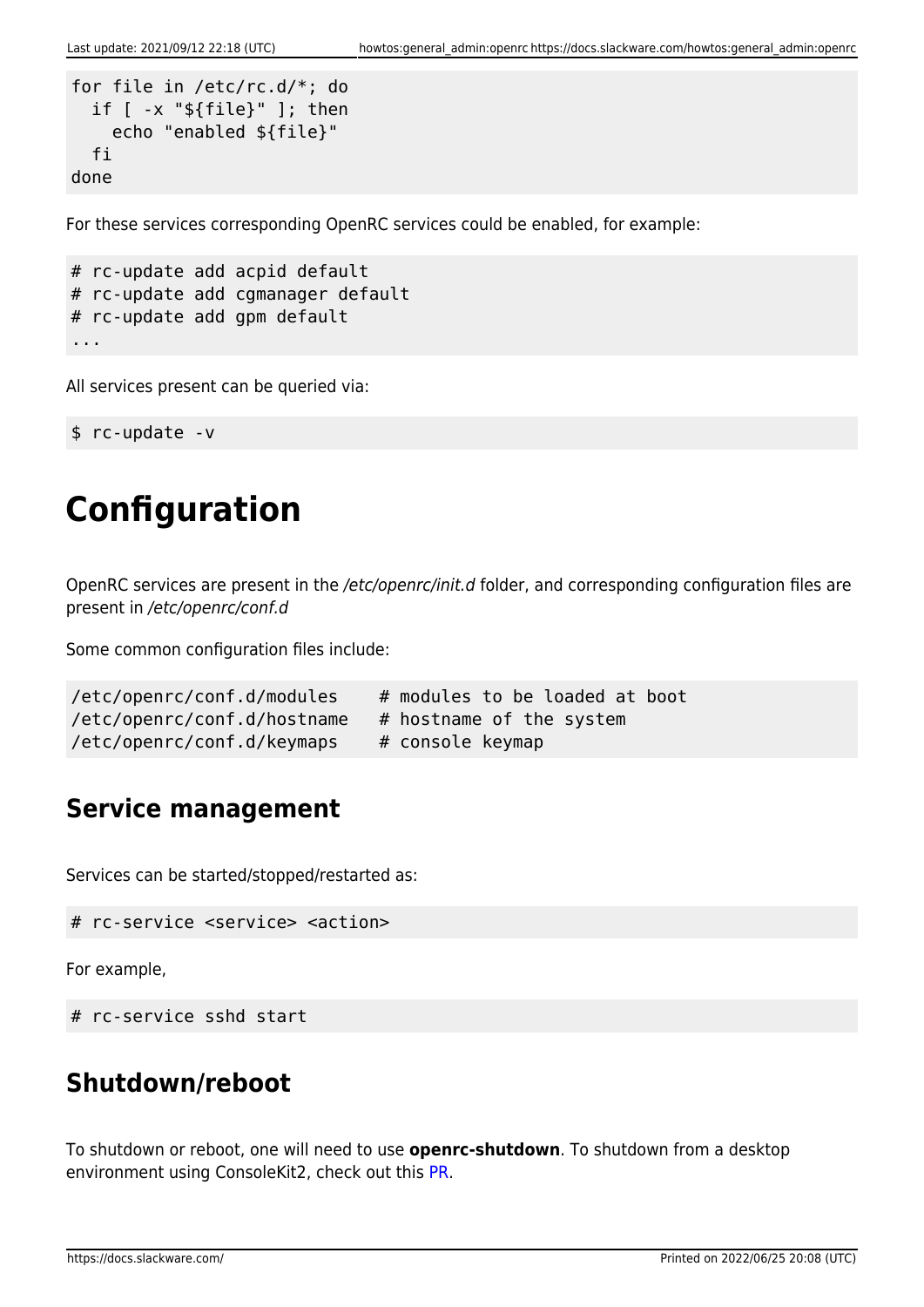```
for file in /etc/rc.d/*; do
  if [ -x "${file}" ]; then
    echo "enabled ${file}"
  fi
done
```

For these services corresponding OpenRC services could be enabled, for example:

```
# rc-update add acpid default
# rc-update add cgmanager default
# rc-update add gpm default
...
```

All services present can be queried via:

```
$ rc-update -v
```

# Configuration

OpenRC services are present in the */etc/openrc/init.d* folder, and corresponding configuration files are present in */etc/openrc/conf.d*

Some common configuration files include:

```
/etc/openrc/conf.d/modules    # modules to be loaded at boot
/etc/openrc/conf.d/hostname   # hostname of the system
/etc/openrc/conf.d/keymaps    # console keymap
```

## Service management

Services can be started/stopped/restarted as:

```
# rc-service <service> <action>
```

For example,

```
# rc-service sshd start
```

## Shutdown/reboot

To shutdown or reboot, one will need to use **openrc-shutdown**. To shutdown from a desktop environment using ConsoleKit2, check out this PR.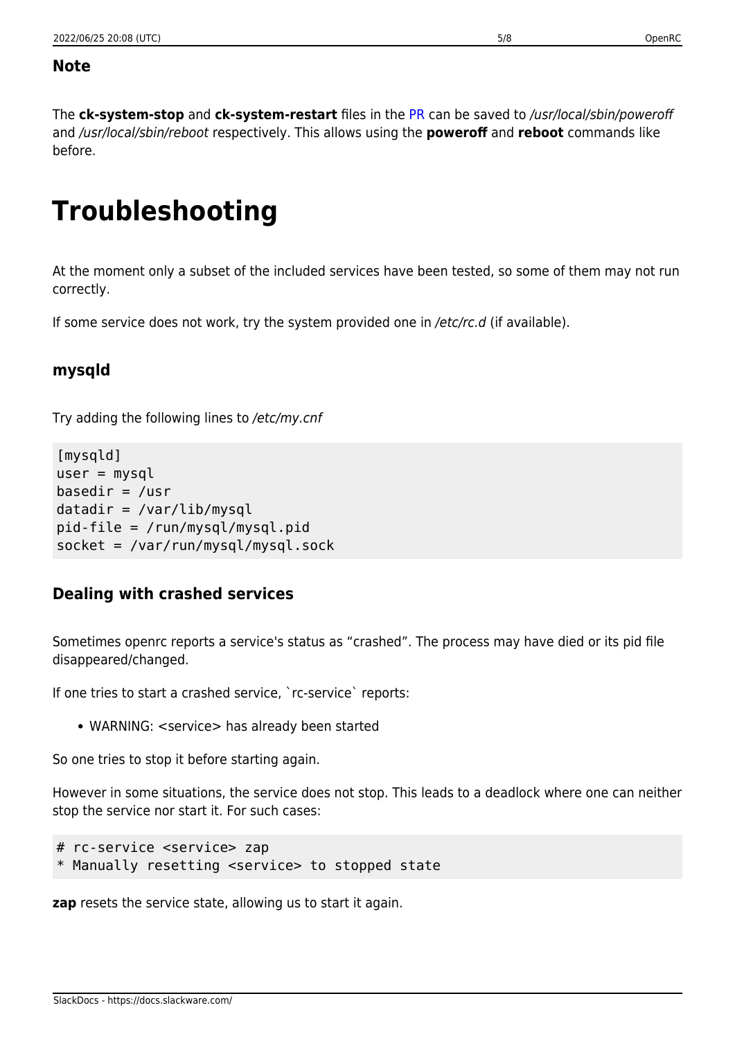### Note

The **ck-system-stop** and **ck-system-restart** files in the PR can be saved to */usr/local/sbin/poweroff* and */usr/local/sbin/reboot* respectively. This allows using the **poweroff** and **reboot** commands like before.

# Troubleshooting

At the moment only a subset of the included services have been tested, so some of them may not run correctly.

If some service does not work, try the system provided one in */etc/rc.d* (if available).

### mysqld

Try adding the following lines to */etc/my.cnf*

```
[mysqld]
user = mysql
basedir = /usr
datadir = /var/lib/mysql
pid-file = /run/mysql/mysql.pid
socket = /var/run/mysql/mysql.sock
```

### Dealing with crashed services

Sometimes openrc reports a service's status as “crashed”. The process may have died or its pid file disappeared/changed.

If one tries to start a crashed service, `rc-service` reports:

- WARNING: <service> has already been started

So one tries to stop it before starting again.

However in some situations, the service does not stop. This leads to a deadlock where one can neither stop the service nor start it. For such cases:

```
# rc-service <service> zap
* Manually resetting <service> to stopped state
```

**zap** resets the service state, allowing us to start it again.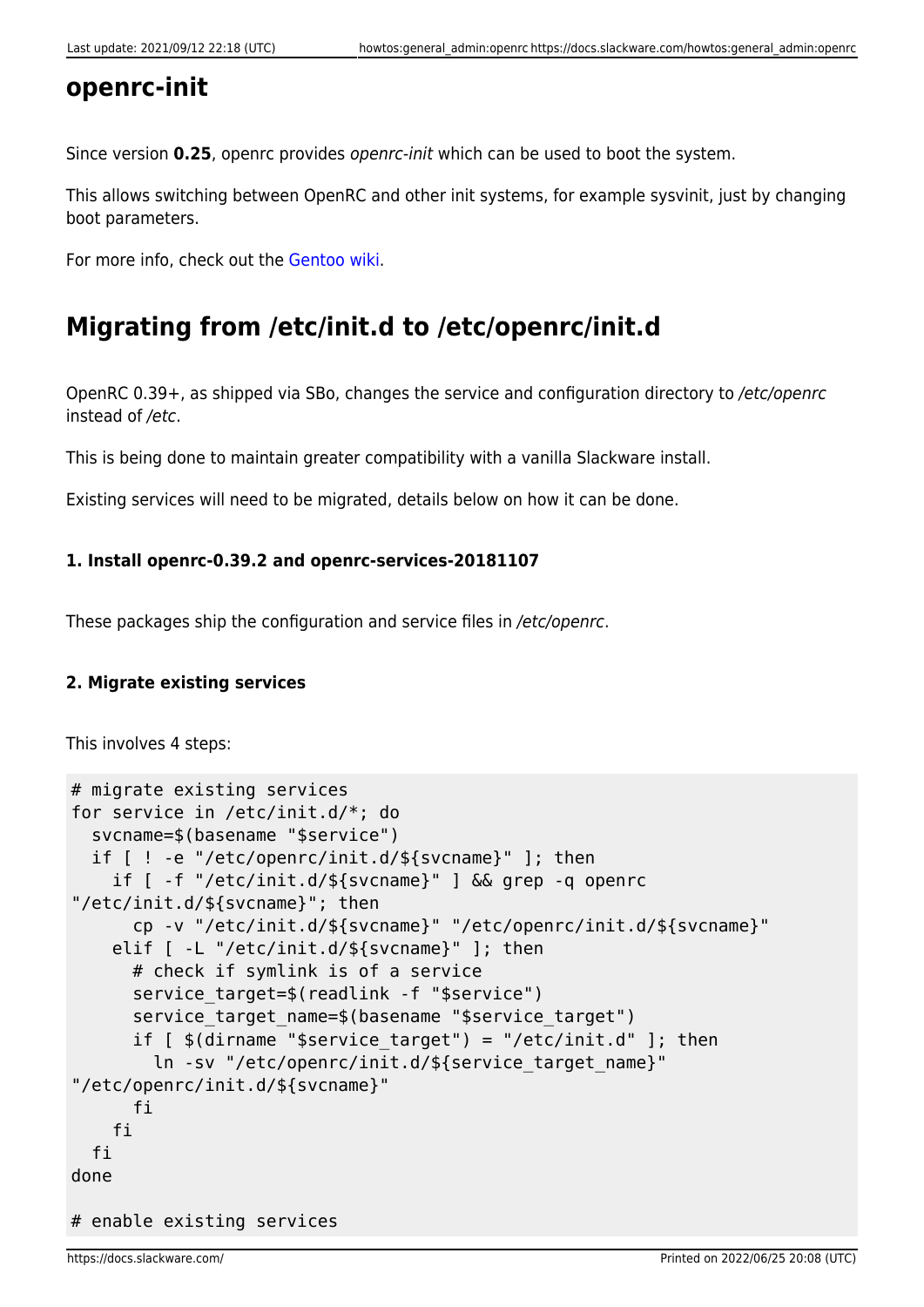## openrc-init

Since version **0.25**, openrc provides *openrc-init* which can be used to boot the system.

This allows switching between OpenRC and other init systems, for example sysvinit, just by changing boot parameters.

For more info, check out the Gentoo wiki.

## Migrating from /etc/init.d to /etc/openrc/init.d

OpenRC 0.39+, as shipped via SBo, changes the service and configuration directory to */etc/openrc* instead of */etc*.

This is being done to maintain greater compatibility with a vanilla Slackware install.

Existing services will need to be migrated, details below on how it can be done.

#### 1. Install openrc-0.39.2 and openrc-services-20181107

These packages ship the configuration and service files in */etc/openrc*.

#### 2. Migrate existing services

This involves 4 steps:

```
# migrate existing services
for service in /etc/init.d/*; do
  svcname=$(basename "$service")
  if [ ! -e "/etc/openrc/init.d/${svcname}" ]; then
    if [ -f "/etc/init.d/${svcname}" ] && grep -q openrc
"/etc/init.d/${svcname}"; then
      cp -v "/etc/init.d/${svcname}" "/etc/openrc/init.d/${svcname}"
    elif [ -L "/etc/init.d/${svcname}" ]; then
      # check if symlink is of a service
      service_target=$(readlink -f "$service")
      service_target_name=$(basename "$service_target")
      if [ $(dirname "$service_target") = "/etc/init.d" ]; then
        ln -sv "/etc/openrc/init.d/${service_target_name}"
"/etc/openrc/init.d/${svcname}"
      fi
    fi
  fi
done

# enable existing services
```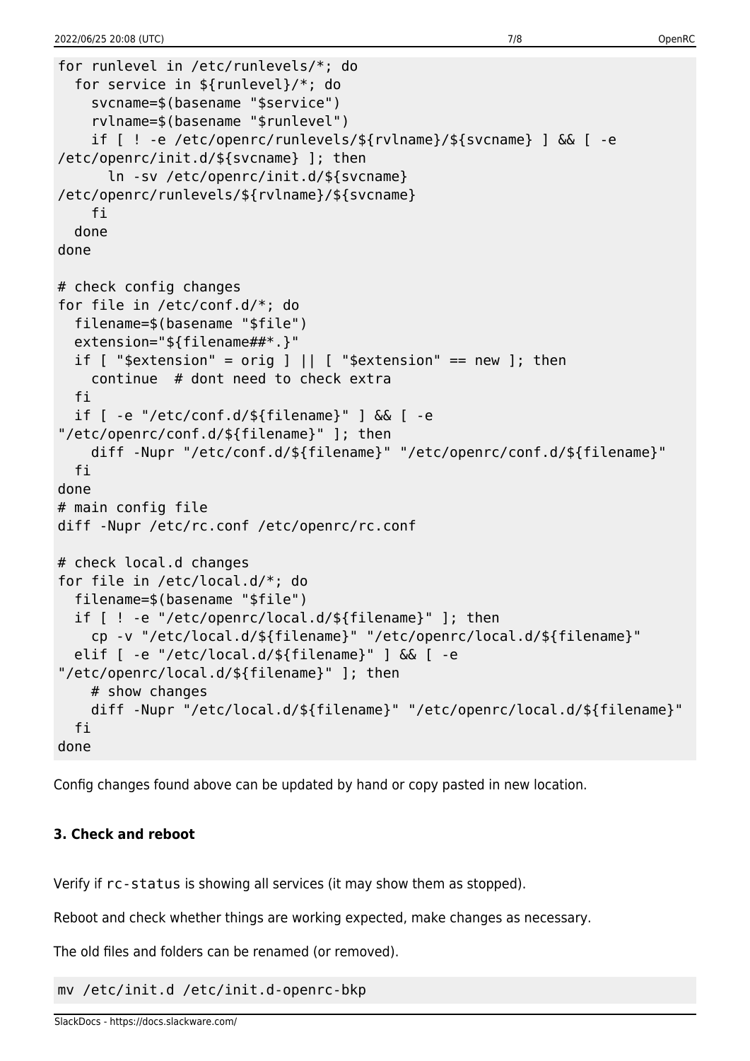```
for runlevel in /etc/runlevels/*; do
  for service in ${runlevel}/*; do
    svcname=$(basename "$service")
    rvlname=$(basename "$runlevel")
    if [ ! -e /etc/openrc/runlevels/${rvlname}/${svcname} ] && [ -e
/etc/openrc/init.d/${svcname} ]; then
      ln -sv /etc/openrc/init.d/${svcname}
/etc/openrc/runlevels/${rvlname}/${svcname}
    fi
  done
done

# check config changes
for file in /etc/conf.d/*; do
  filename=$(basename "$file")
  extension="${filename##*.}"
  if [ "$extension" = orig ] || [ "$extension" == new ]; then
    continue  # dont need to check extra
  fi
  if [ -e "/etc/conf.d/${filename}" ] && [ -e
"/etc/openrc/conf.d/${filename}" ]; then
    diff -Nupr "/etc/conf.d/${filename}" "/etc/openrc/conf.d/${filename}"
  fi
done
# main config file
diff -Nupr /etc/rc.conf /etc/openrc/rc.conf

# check local.d changes
for file in /etc/local.d/*; do
  filename=$(basename "$file")
  if [ ! -e "/etc/openrc/local.d/${filename}" ]; then
    cp -v "/etc/local.d/${filename}" "/etc/openrc/local.d/${filename}"
  elif [ -e "/etc/local.d/${filename}" ] && [ -e
"/etc/openrc/local.d/${filename}" ]; then
    # show changes
    diff -Nupr "/etc/local.d/${filename}" "/etc/openrc/local.d/${filename}"
  fi
done
```

Config changes found above can be updated by hand or copy pasted in new location.

**3. Check and reboot**

Verify if `rc-status` is showing all services (it may show them as stopped).

Reboot and check whether things are working expected, make changes as necessary.

The old files and folders can be renamed (or removed).

```
mv /etc/init.d /etc/init.d-openrc-bkp
```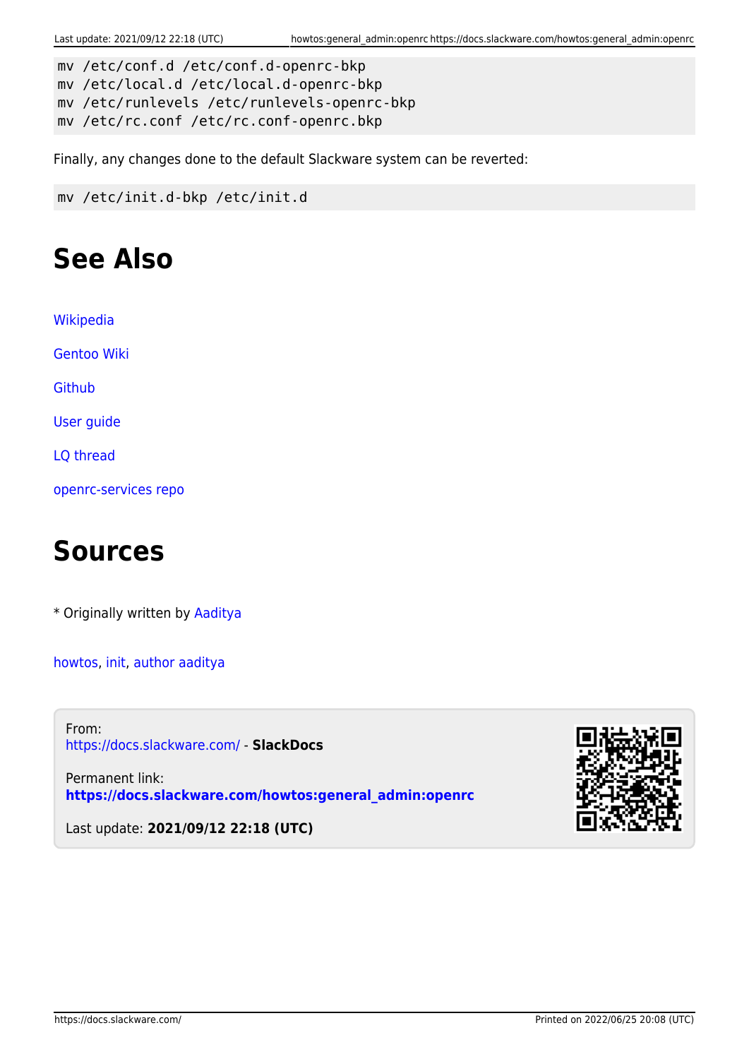```
mv /etc/conf.d /etc/conf.d-openrc-bkp
mv /etc/local.d /etc/local.d-openrc-bkp
mv /etc/runlevels /etc/runlevels-openrc-bkp
mv /etc/rc.conf /etc/rc.conf-openrc.bkp
```

Finally, any changes done to the default Slackware system can be reverted:

```
mv /etc/init.d-bkp /etc/init.d
```

# See Also

Wikipedia

Gentoo Wiki

Github

User guide

LQ thread

openrc-services repo

# Sources

* Originally written by Aaditya

howtos, init, author aaditya

From:
https://docs.slackware.com/ - **SlackDocs**

Permanent link:
**https://docs.slackware.com/howtos:general_admin:openrc**

Last update: **2021/09/12 22:18 (UTC)**